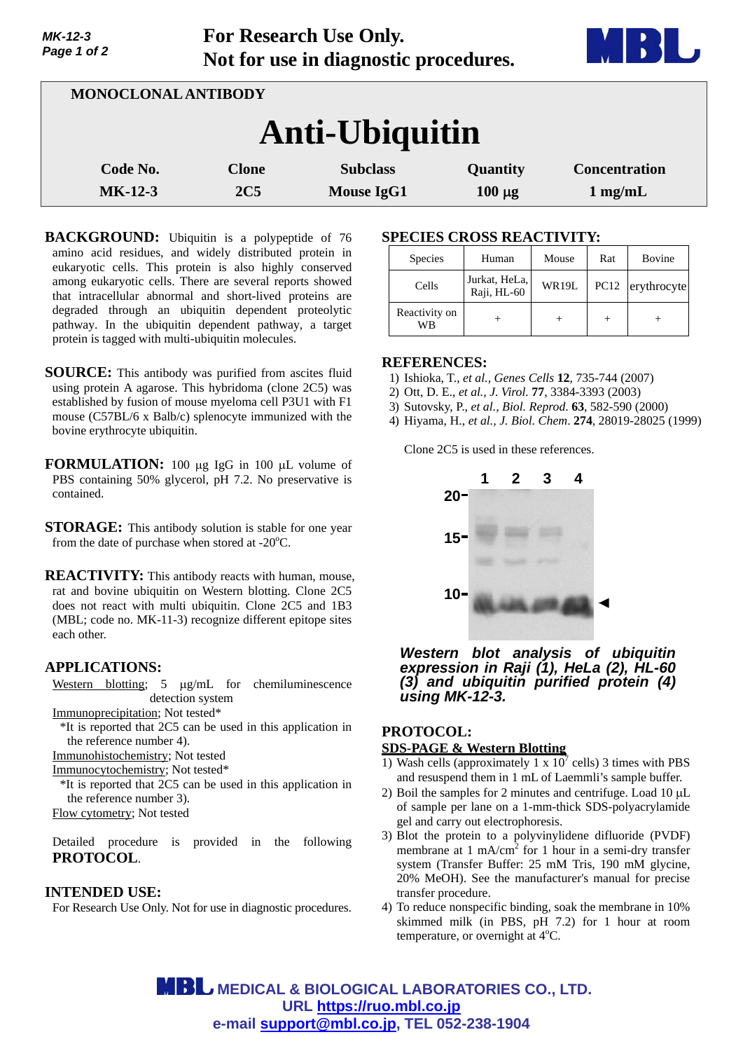For Research Use Only.
Not for use in diagnostic procedures.

**MONOCLONAL ANTIBODY**

# Anti-Ubiquitin

| Code No. | Clone | Subclass | Quantity | Concentration |
|---|---|---|---|---|
| MK-12-3 | 2C5 | Mouse IgG1 | 100 µg | 1 mg/mL |

**BACKGROUND:** Ubiquitin is a polypeptide of 76 amino acid residues, and widely distributed protein in eukaryotic cells. This protein is also highly conserved among eukaryotic cells. There are several reports showed that intracellular abnormal and short-lived proteins are degraded through an ubiquitin dependent proteolytic pathway. In the ubiquitin dependent pathway, a target protein is tagged with multi-ubiquitin molecules.

**SOURCE:** This antibody was purified from ascites fluid using protein A agarose. This hybridoma (clone 2C5) was established by fusion of mouse myeloma cell P3U1 with F1 mouse (C57BL/6 x Balb/c) splenocyte immunized with the bovine erythrocyte ubiquitin.

**FORMULATION:** 100 µg IgG in 100 µL volume of PBS containing 50% glycerol, pH 7.2. No preservative is contained.

**STORAGE:** This antibody solution is stable for one year from the date of purchase when stored at -20°C.

**REACTIVITY:** This antibody reacts with human, mouse, rat and bovine ubiquitin on Western blotting. Clone 2C5 does not react with multi ubiquitin. Clone 2C5 and 1B3 (MBL; code no. MK-11-3) recognize different epitope sites each other.

**APPLICATIONS:**

Western blotting; 5 µg/mL for chemiluminescence detection system

Immunoprecipitation; Not tested*

*It is reported that 2C5 can be used in this application in the reference number 4).

Immunohistochemistry; Not tested

Immunocytochemistry; Not tested*

*It is reported that 2C5 can be used in this application in the reference number 3).

Flow cytometry; Not tested

Detailed procedure is provided in the following **PROTOCOL**.

**INTENDED USE:**

For Research Use Only. Not for use in diagnostic procedures.

**SPECIES CROSS REACTIVITY:**

| Species | Human | Mouse | Rat | Bovine |
|---|---|---|---|---|
| Cells | Jurkat, HeLa, Raji, HL-60 | WR19L | PC12 | erythrocyte |
| Reactivity on WB | + | + | + | + |

**REFERENCES:**

1) Ishioka, T., *et al., Genes Cells* **12**, 735-744 (2007)
2) Ott, D. E., *et al., J. Virol.* **77**, 3384-3393 (2003)
3) Sutovsky, P., *et al., Biol. Reprod.* **63**, 582-590 (2000)
4) Hiyama, H., *et al., J. Biol. Chem*. **274**, 28019-28025 (1999)

Clone 2C5 is used in these references.

1 2 3 4
20
15
10

***Western blot analysis of ubiquitin expression in Raji (1), HeLa (2), HL-60 (3) and ubiquitin purified protein (4) using MK-12-3.***

**PROTOCOL:**

**SDS-PAGE & Western Blotting**

1) Wash cells (approximately 1 x $10^7$ cells) 3 times with PBS and resuspend them in 1 mL of Laemmli's sample buffer.
2) Boil the samples for 2 minutes and centrifuge. Load 10 µL of sample per lane on a 1-mm-thick SDS-polyacrylamide gel and carry out electrophoresis.
3) Blot the protein to a polyvinylidene difluoride (PVDF) membrane at 1 mA/$cm^2$ for 1 hour in a semi-dry transfer system (Transfer Buffer: 25 mM Tris, 190 mM glycine, 20% MeOH). See the manufacturer's manual for precise transfer procedure.
4) To reduce nonspecific binding, soak the membrane in 10% skimmed milk (in PBS, pH 7.2) for 1 hour at room temperature, or overnight at 4°C.

MEDICAL & BIOLOGICAL LABORATORIES CO., LTD.
URL https://ruo.mbl.co.jp
e-mail support@mbl.co.jp, TEL 052-238-1904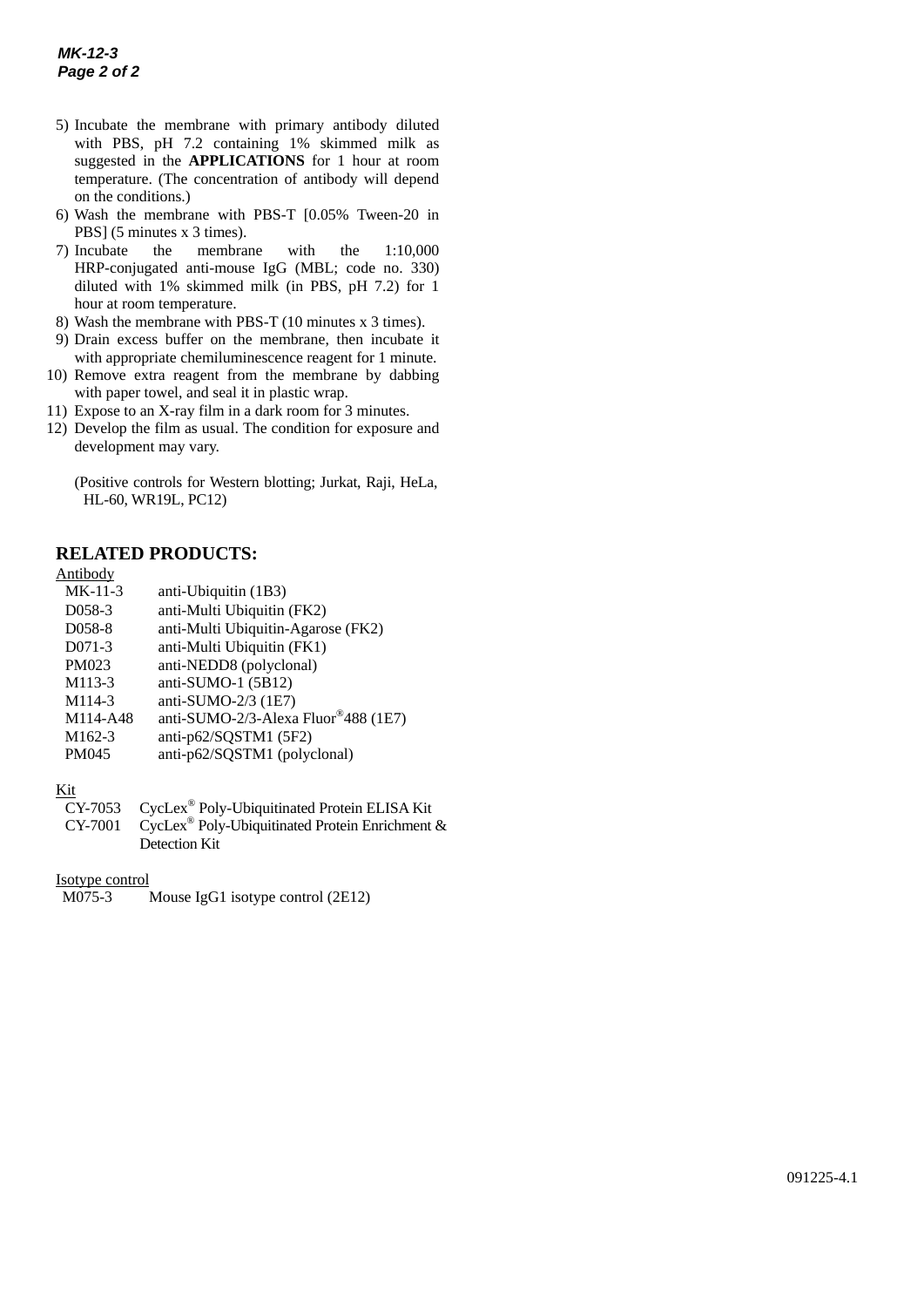5) Incubate the membrane with primary antibody diluted with PBS, pH 7.2 containing 1% skimmed milk as suggested in the **APPLICATIONS** for 1 hour at room temperature. (The concentration of antibody will depend on the conditions.)
6) Wash the membrane with PBS-T [0.05% Tween-20 in PBS] (5 minutes x 3 times).
7) Incubate the membrane with the 1:10,000 HRP-conjugated anti-mouse IgG (MBL; code no. 330) diluted with 1% skimmed milk (in PBS, pH 7.2) for 1 hour at room temperature.
8) Wash the membrane with PBS-T (10 minutes x 3 times).
9) Drain excess buffer on the membrane, then incubate it with appropriate chemiluminescence reagent for 1 minute.
10) Remove extra reagent from the membrane by dabbing with paper towel, and seal it in plastic wrap.
11) Expose to an X-ray film in a dark room for 3 minutes.
12) Develop the film as usual. The condition for exposure and development may vary.

(Positive controls for Western blotting; Jurkat, Raji, HeLa, HL-60, WR19L, PC12)

## RELATED PRODUCTS:

Antibody

| | |
|---|---|
| MK-11-3 | anti-Ubiquitin (1B3) |
| D058-3 | anti-Multi Ubiquitin (FK2) |
| D058-8 | anti-Multi Ubiquitin-Agarose (FK2) |
| D071-3 | anti-Multi Ubiquitin (FK1) |
| PM023 | anti-NEDD8 (polyclonal) |
| M113-3 | anti-SUMO-1 (5B12) |
| M114-3 | anti-SUMO-2/3 (1E7) |
| M114-A48 | anti-SUMO-2/3-Alexa Fluor® 488 (1E7) |
| M162-3 | anti-p62/SQSTM1 (5F2) |
| PM045 | anti-p62/SQSTM1 (polyclonal) |

Kit

| | |
|---|---|
| CY-7053 | CycLex® Poly-Ubiquitinated Protein ELISA Kit |
| CY-7001 | CycLex® Poly-Ubiquitinated Protein Enrichment & Detection Kit |

Isotype control

| | |
|---|---|
| M075-3 | Mouse IgG1 isotype control (2E12) |

091225-4.1